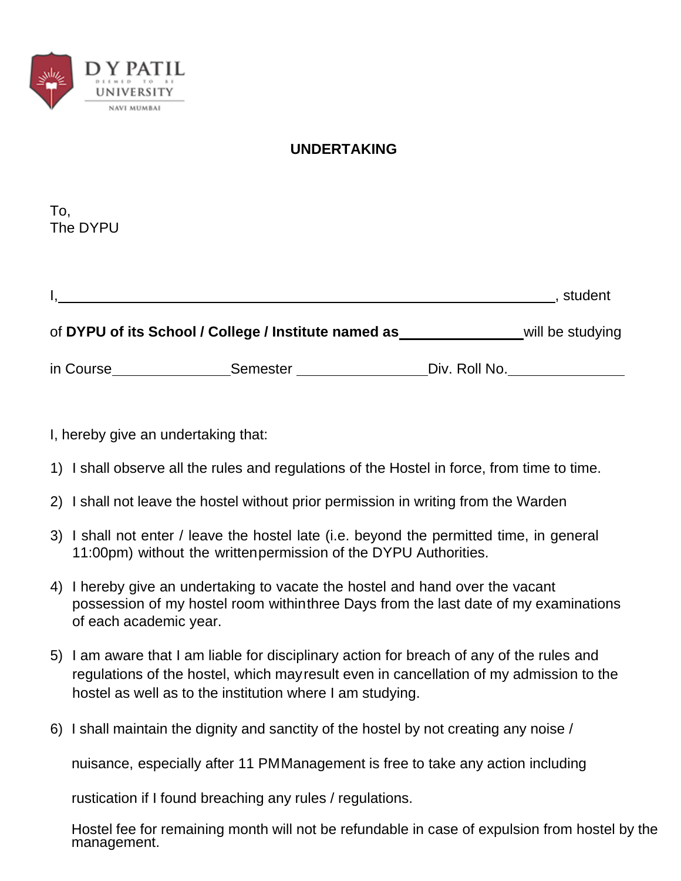D Y PATIL
DEEMED TO BE
UNIVERSITY
NAVI MUMBAI

# UNDERTAKING

To,
The DYPU

I,\_\_\_\_\_\_\_\_\_\_\_\_\_\_\_\_\_\_\_\_\_\_\_\_\_\_\_\_\_\_\_\_\_\_\_\_\_\_\_\_\_\_\_\_\_\_\_\_\_\_\_\_\_\_\_\_\_\_\_\_, student

of **DYPU of its School / College / Institute named as** \_\_\_\_\_\_\_\_\_\_\_\_\_\_\_\_ will be studying

in Course \_\_\_\_\_\_\_\_\_\_\_\_\_\_\_\_ Semester \_\_\_\_\_\_\_\_\_\_\_\_\_\_\_\_ Div. Roll No. \_\_\_\_\_\_\_\_\_\_\_\_\_\_\_\_

I, hereby give an undertaking that:

1) I shall observe all the rules and regulations of the Hostel in force, from time to time.
2) I shall not leave the hostel without prior permission in writing from the Warden
3) I shall not enter / leave the hostel late (i.e. beyond the permitted time, in general 11:00pm) without the written permission of the DYPU Authorities.
4) I hereby give an undertaking to vacate the hostel and hand over the vacant possession of my hostel room within three Days from the last date of my examinations of each academic year.
5) I am aware that I am liable for disciplinary action for breach of any of the rules and regulations of the hostel, which may result even in cancellation of my admission to the hostel as well as to the institution where I am studying.
6) I shall maintain the dignity and sanctity of the hostel by not creating any noise / nuisance, especially after 11 PM Management is free to take any action including rustication if I found breaching any rules / regulations.

   Hostel fee for remaining month will not be refundable in case of expulsion from hostel by the management.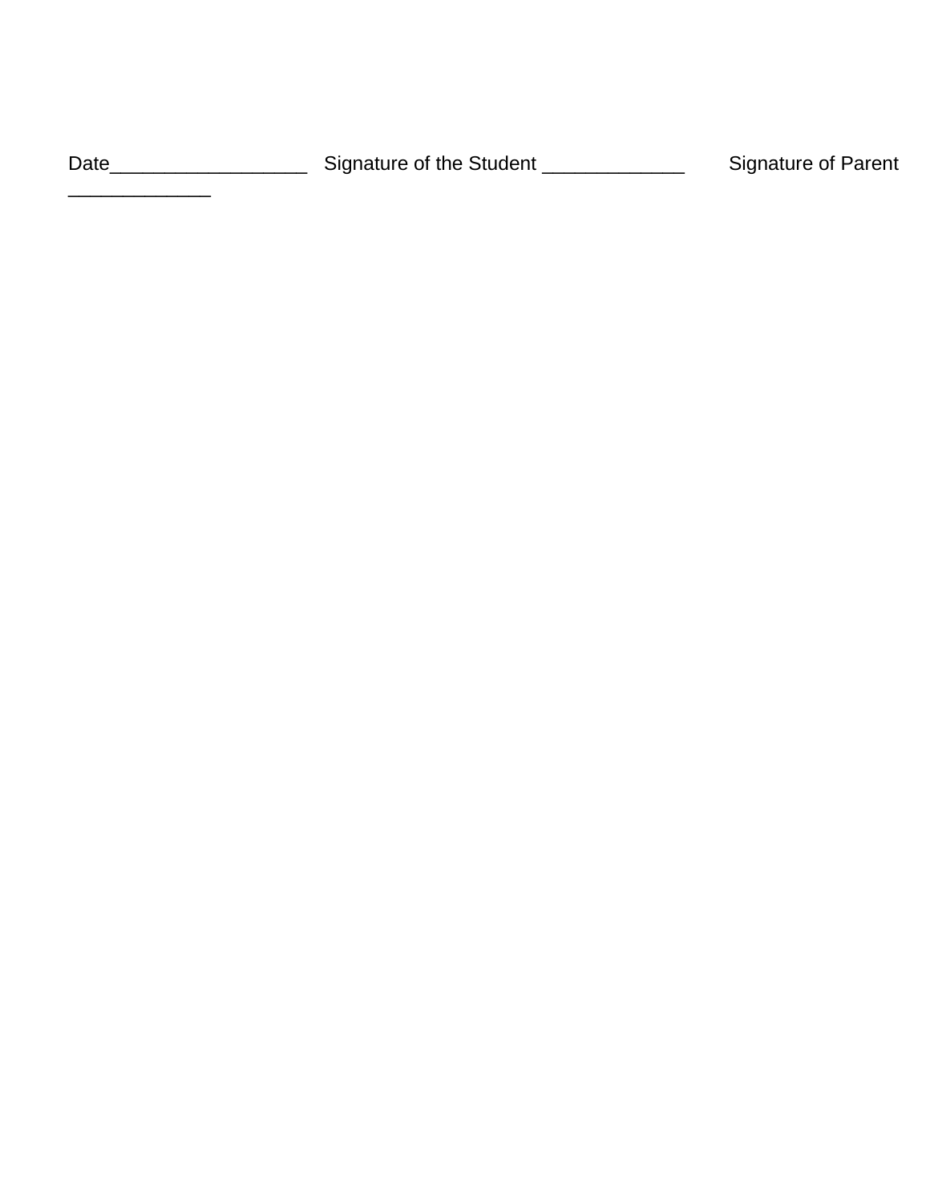Date__________________ Signature of the Student _____________ Signature of Parent _____________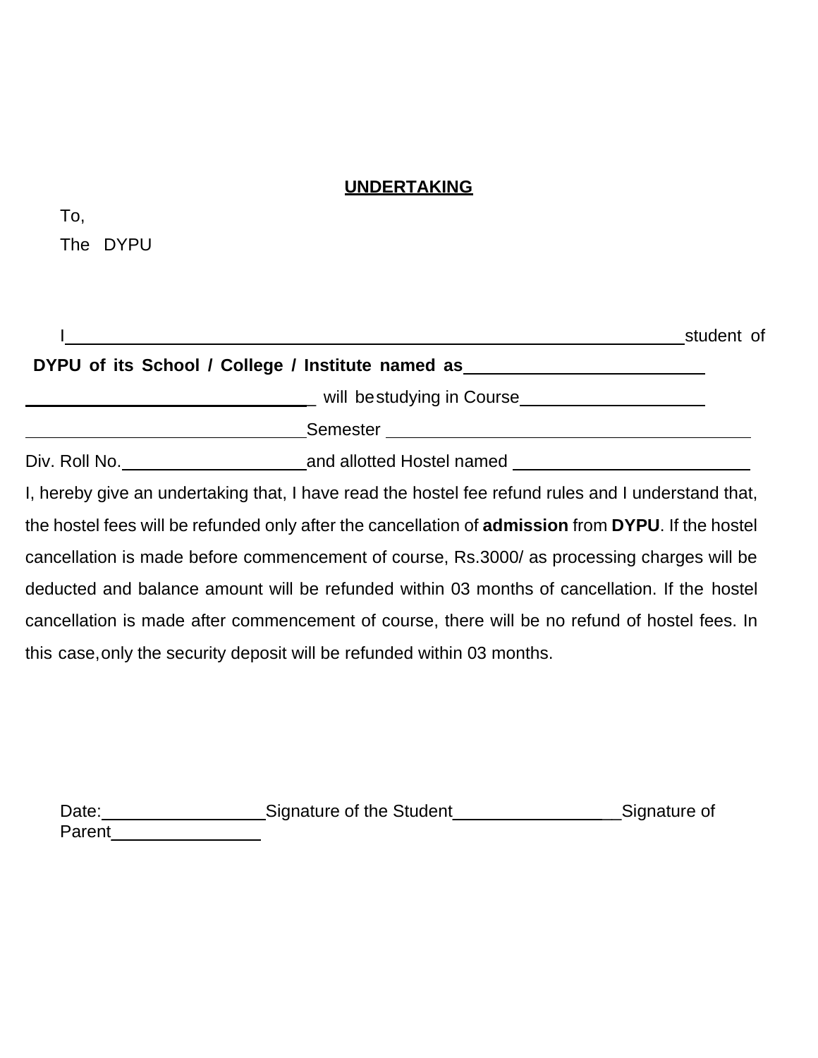**UNDERTAKING**

To,

The DYPU

I\_\_\_\_\_\_\_\_\_\_\_\_\_\_\_\_\_\_\_\_\_\_\_\_\_\_\_\_\_\_\_\_\_\_\_\_\_\_\_\_\_\_\_\_\_\_\_\_\_\_\_\_\_\_\_\_\_\_student of **DYPU of its School / College / Institute named as**\_\_\_\_\_\_\_\_\_\_\_\_\_\_\_\_\_\_\_\_\_\_\_\_\_\_ \_\_\_\_\_\_\_\_\_\_\_\_\_\_\_\_\_\_\_\_\_\_\_\_\_\_\_\_\_\_\_\_\_\_ will be studying in Course\_\_\_\_\_\_\_\_\_\_\_\_\_\_\_\_\_\_\_\_ \_\_\_\_\_\_\_\_\_\_\_\_\_\_\_\_\_\_\_\_\_\_\_\_\_\_\_\_\_\_\_\_Semester \_\_\_\_\_\_\_\_\_\_\_\_\_\_\_\_\_\_\_\_\_\_\_\_\_\_\_\_\_\_\_\_\_\_\_\_\_\_\_\_\_\_\_\_ Div. Roll No.\_\_\_\_\_\_\_\_\_\_\_\_\_\_\_\_\_\_\_\_\_and allotted Hostel named \_\_\_\_\_\_\_\_\_\_\_\_\_\_\_\_\_\_\_\_\_\_\_\_\_\_\_

I, hereby give an undertaking that, I have read the hostel fee refund rules and I understand that, the hostel fees will be refunded only after the cancellation of **admission** from **DYPU**. If the hostel cancellation is made before commencement of course, Rs.3000/ as processing charges will be deducted and balance amount will be refunded within 03 months of cancellation. If the hostel cancellation is made after commencement of course, there will be no refund of hostel fees. In this case, only the security deposit will be refunded within 03 months.

Date:\_\_\_\_\_\_\_\_\_\_\_\_\_\_\_\_\_\_\_Signature of the Student\_\_\_\_\_\_\_\_\_\_\_\_\_\_\_\_\_\_\_\_Signature of Parent\_\_\_\_\_\_\_\_\_\_\_\_\_\_\_\_\_\_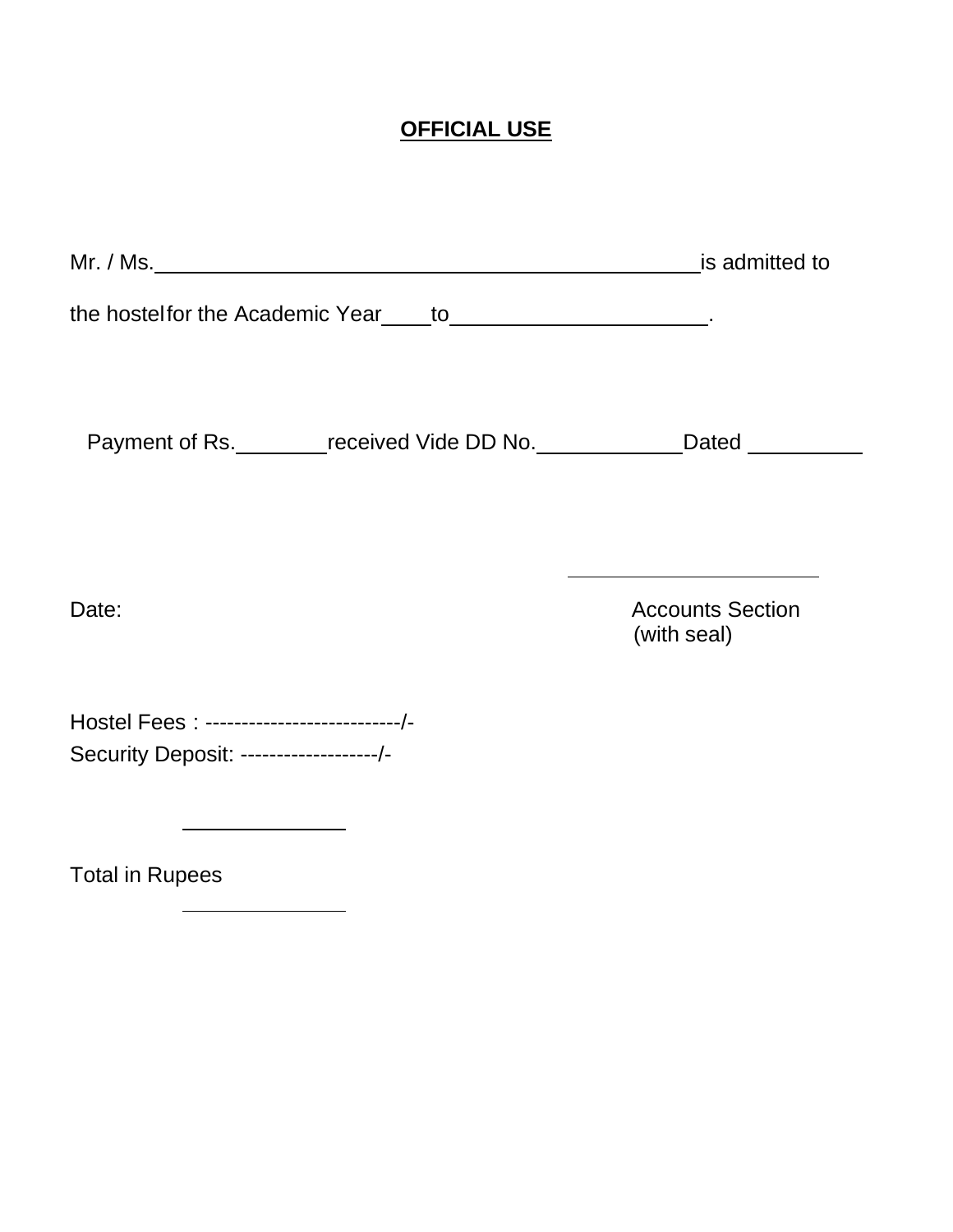**OFFICIAL USE**

Mr. / Ms.\_\_\_\_\_\_\_\_\_\_\_\_\_\_\_\_\_\_\_\_\_\_\_\_\_\_\_\_\_\_\_\_\_\_\_\_\_\_\_\_is admitted to

the hostel for the Academic Year\_\_\_\_to\_\_\_\_\_\_\_\_\_\_\_\_\_\_\_\_\_\_\_\_.

Payment of Rs.\_\_\_\_\_\_\_\_received Vide DD No.\_\_\_\_\_\_\_\_\_\_\_\_Dated \_\_\_\_\_\_\_\_\_\_

\_\_\_\_\_\_\_\_\_\_\_\_\_\_\_\_\_\_\_\_

Date: Accounts Section
(with seal)

Hostel Fees : ---------------------------/-
Security Deposit: -------------------/-

\_\_\_\_\_\_\_\_\_\_\_\_\_\_

Total in Rupees

\_\_\_\_\_\_\_\_\_\_\_\_\_\_